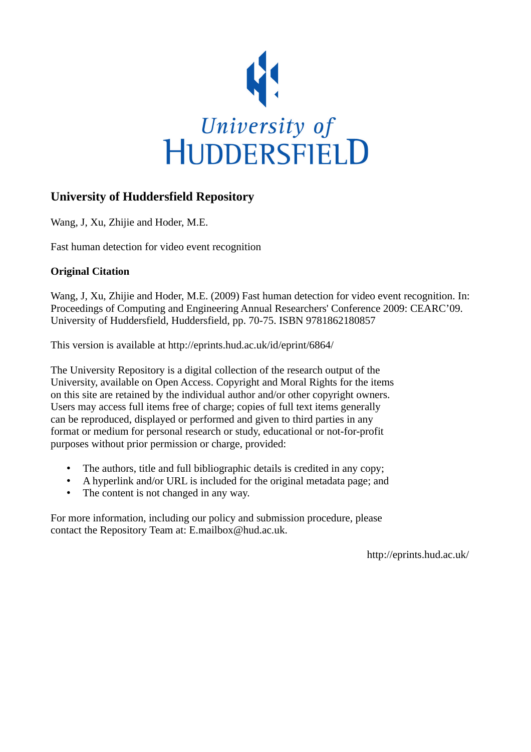University of
HUDDERSFIELD

## University of Huddersfield Repository

Wang, J, Xu, Zhijie and Hoder, M.E.

Fast human detection for video event recognition

### Original Citation

Wang, J, Xu, Zhijie and Hoder, M.E. (2009) Fast human detection for video event recognition. In: Proceedings of Computing and Engineering Annual Researchers' Conference 2009: CEARC'09. University of Huddersfield, Huddersfield, pp. 70-75. ISBN 9781862180857

This version is available at http://eprints.hud.ac.uk/id/eprint/6864/

The University Repository is a digital collection of the research output of the University, available on Open Access. Copyright and Moral Rights for the items on this site are retained by the individual author and/or other copyright owners. Users may access full items free of charge; copies of full text items generally can be reproduced, displayed or performed and given to third parties in any format or medium for personal research or study, educational or not-for-profit purposes without prior permission or charge, provided:

- The authors, title and full bibliographic details is credited in any copy;
- A hyperlink and/or URL is included for the original metadata page; and
- The content is not changed in any way.

For more information, including our policy and submission procedure, please contact the Repository Team at: E.mailbox@hud.ac.uk.

http://eprints.hud.ac.uk/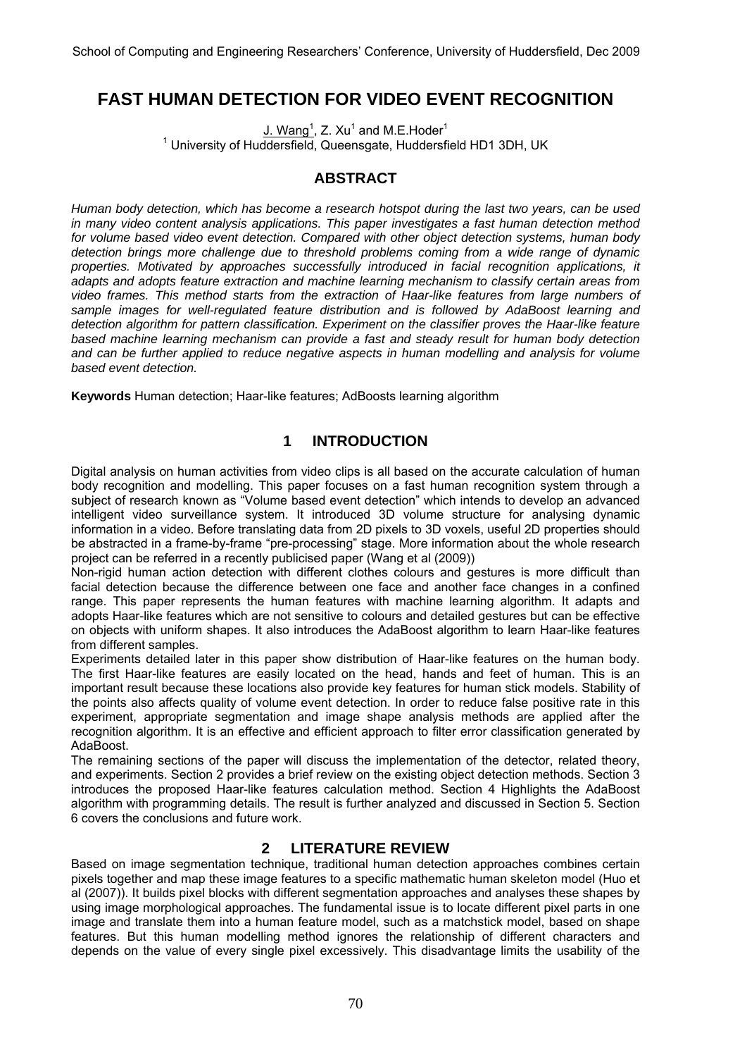# FAST HUMAN DETECTION FOR VIDEO EVENT RECOGNITION

J. Wang[1], Z. Xu[1] and M.E.Hoder[1]

[1] University of Huddersfield, Queensgate, Huddersfield HD1 3DH, UK

## ABSTRACT

*Human body detection, which has become a research hotspot during the last two years, can be used in many video content analysis applications. This paper investigates a fast human detection method for volume based video event detection. Compared with other object detection systems, human body detection brings more challenge due to threshold problems coming from a wide range of dynamic properties. Motivated by approaches successfully introduced in facial recognition applications, it adapts and adopts feature extraction and machine learning mechanism to classify certain areas from video frames. This method starts from the extraction of Haar-like features from large numbers of sample images for well-regulated feature distribution and is followed by AdaBoost learning and detection algorithm for pattern classification. Experiment on the classifier proves the Haar-like feature based machine learning mechanism can provide a fast and steady result for human body detection and can be further applied to reduce negative aspects in human modelling and analysis for volume based event detection.*

**Keywords** Human detection; Haar-like features; AdBoosts learning algorithm

## 1 INTRODUCTION

Digital analysis on human activities from video clips is all based on the accurate calculation of human body recognition and modelling. This paper focuses on a fast human recognition system through a subject of research known as "Volume based event detection" which intends to develop an advanced intelligent video surveillance system. It introduced 3D volume structure for analysing dynamic information in a video. Before translating data from 2D pixels to 3D voxels, useful 2D properties should be abstracted in a frame-by-frame "pre-processing" stage. More information about the whole research project can be referred in a recently publicised paper (Wang et al (2009))

Non-rigid human action detection with different clothes colours and gestures is more difficult than facial detection because the difference between one face and another face changes in a confined range. This paper represents the human features with machine learning algorithm. It adapts and adopts Haar-like features which are not sensitive to colours and detailed gestures but can be effective on objects with uniform shapes. It also introduces the AdaBoost algorithm to learn Haar-like features from different samples.

Experiments detailed later in this paper show distribution of Haar-like features on the human body. The first Haar-like features are easily located on the head, hands and feet of human. This is an important result because these locations also provide key features for human stick models. Stability of the points also affects quality of volume event detection. In order to reduce false positive rate in this experiment, appropriate segmentation and image shape analysis methods are applied after the recognition algorithm. It is an effective and efficient approach to filter error classification generated by AdaBoost.

The remaining sections of the paper will discuss the implementation of the detector, related theory, and experiments. Section 2 provides a brief review on the existing object detection methods. Section 3 introduces the proposed Haar-like features calculation method. Section 4 Highlights the AdaBoost algorithm with programming details. The result is further analyzed and discussed in Section 5. Section 6 covers the conclusions and future work.

## 2 LITERATURE REVIEW

Based on image segmentation technique, traditional human detection approaches combines certain pixels together and map these image features to a specific mathematic human skeleton model (Huo et al (2007)). It builds pixel blocks with different segmentation approaches and analyses these shapes by using image morphological approaches. The fundamental issue is to locate different pixel parts in one image and translate them into a human feature model, such as a matchstick model, based on shape features. But this human modelling method ignores the relationship of different characters and depends on the value of every single pixel excessively. This disadvantage limits the usability of the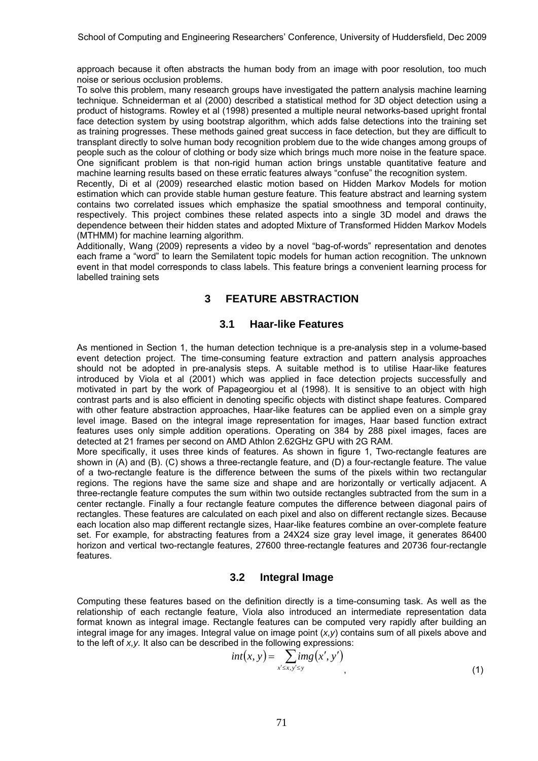approach because it often abstracts the human body from an image with poor resolution, too much noise or serious occlusion problems.

To solve this problem, many research groups have investigated the pattern analysis machine learning technique. Schneiderman et al (2000) described a statistical method for 3D object detection using a product of histograms. Rowley et al (1998) presented a multiple neural networks-based upright frontal face detection system by using bootstrap algorithm, which adds false detections into the training set as training progresses. These methods gained great success in face detection, but they are difficult to transplant directly to solve human body recognition problem due to the wide changes among groups of people such as the colour of clothing or body size which brings much more noise in the feature space. One significant problem is that non-rigid human action brings unstable quantitative feature and machine learning results based on these erratic features always "confuse" the recognition system.

Recently, Di et al (2009) researched elastic motion based on Hidden Markov Models for motion estimation which can provide stable human gesture feature. This feature abstract and learning system contains two correlated issues which emphasize the spatial smoothness and temporal continuity, respectively. This project combines these related aspects into a single 3D model and draws the dependence between their hidden states and adopted Mixture of Transformed Hidden Markov Models (MTHMM) for machine learning algorithm.

Additionally, Wang (2009) represents a video by a novel "bag-of-words" representation and denotes each frame a "word" to learn the Semilatent topic models for human action recognition. The unknown event in that model corresponds to class labels. This feature brings a convenient learning process for labelled training sets

## 3 FEATURE ABSTRACTION

### 3.1 Haar-like Features

As mentioned in Section 1, the human detection technique is a pre-analysis step in a volume-based event detection project. The time-consuming feature extraction and pattern analysis approaches should not be adopted in pre-analysis steps. A suitable method is to utilise Haar-like features introduced by Viola et al (2001) which was applied in face detection projects successfully and motivated in part by the work of Papageorgiou et al (1998). It is sensitive to an object with high contrast parts and is also efficient in denoting specific objects with distinct shape features. Compared with other feature abstraction approaches, Haar-like features can be applied even on a simple gray level image. Based on the integral image representation for images, Haar based function extract features uses only simple addition operations. Operating on 384 by 288 pixel images, faces are detected at 21 frames per second on AMD Athlon 2.62GHz GPU with 2G RAM.

More specifically, it uses three kinds of features. As shown in figure 1, Two-rectangle features are shown in (A) and (B). (C) shows a three-rectangle feature, and (D) a four-rectangle feature. The value of a two-rectangle feature is the difference between the sums of the pixels within two rectangular regions. The regions have the same size and shape and are horizontally or vertically adjacent. A three-rectangle feature computes the sum within two outside rectangles subtracted from the sum in a center rectangle. Finally a four rectangle feature computes the difference between diagonal pairs of rectangles. These features are calculated on each pixel and also on different rectangle sizes. Because each location also map different rectangle sizes, Haar-like features combine an over-complete feature set. For example, for abstracting features from a 24X24 size gray level image, it generates 86400 horizon and vertical two-rectangle features, 27600 three-rectangle features and 20736 four-rectangle features.

### 3.2 Integral Image

Computing these features based on the definition directly is a time-consuming task. As well as the relationship of each rectangle feature, Viola also introduced an intermediate representation data format known as integral image. Rectangle features can be computed very rapidly after building an integral image for any images. Integral value on image point $(x,y)$ contains sum of all pixels above and to the left of $x,y$. It also can be described in the following expressions:

$$int(x,y) = \sum_{x' \le x, y' \le y} img(x', y') \quad , \tag{1}$$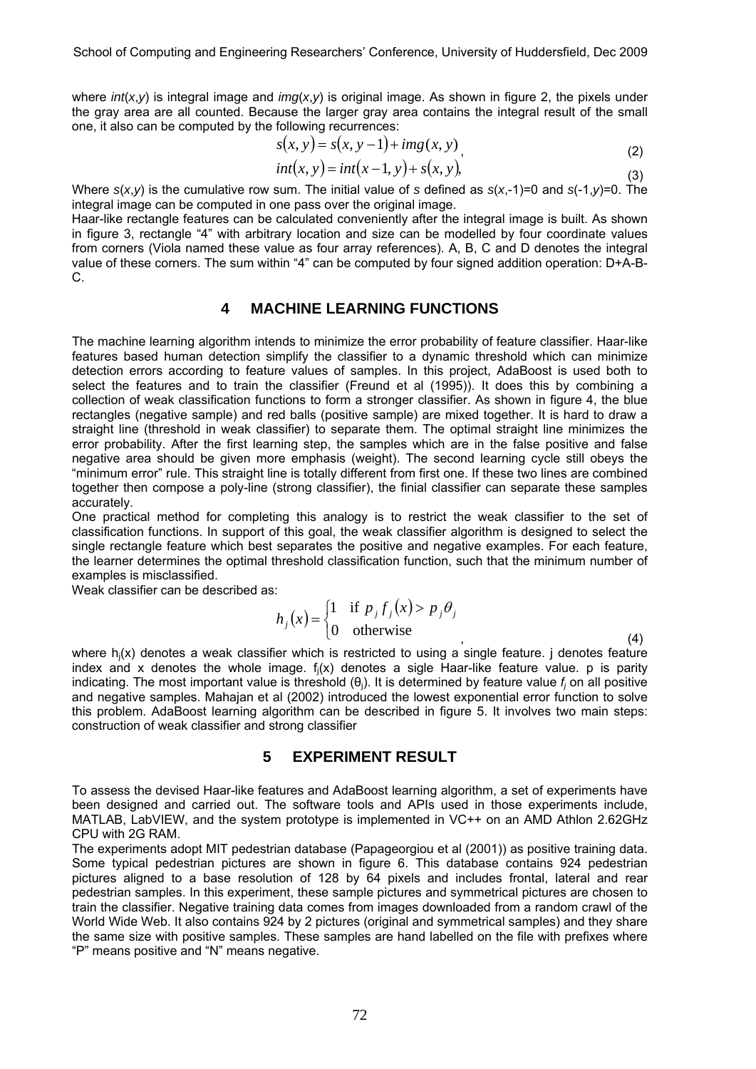where *int*(*x*,*y*) is integral image and *img*(*x*,*y*) is original image. As shown in figure 2, the pixels under the gray area are all counted. Because the larger gray area contains the integral result of the small one, it also can be computed by the following recurrences:

$$s(x,y) = s(x,y-1) + img(x,y), \tag{2}$$

$$int(x,y) = int(x-1,y) + s(x,y), \tag{3}$$

Where *s*(*x*,*y*) is the cumulative row sum. The initial value of *s* defined as *s*(*x*,-1)=0 and *s*(-1,*y*)=0. The integral image can be computed in one pass over the original image.

Haar-like rectangle features can be calculated conveniently after the integral image is built. As shown in figure 3, rectangle "4" with arbitrary location and size can be modelled by four coordinate values from corners (Viola named these value as four array references). A, B, C and D denotes the integral value of these corners. The sum within "4" can be computed by four signed addition operation: D+A-B-C.

## 4 MACHINE LEARNING FUNCTIONS

The machine learning algorithm intends to minimize the error probability of feature classifier. Haar-like features based human detection simplify the classifier to a dynamic threshold which can minimize detection errors according to feature values of samples. In this project, AdaBoost is used both to select the features and to train the classifier (Freund et al (1995)). It does this by combining a collection of weak classification functions to form a stronger classifier. As shown in figure 4, the blue rectangles (negative sample) and red balls (positive sample) are mixed together. It is hard to draw a straight line (threshold in weak classifier) to separate them. The optimal straight line minimizes the error probability. After the first learning step, the samples which are in the false positive and false negative area should be given more emphasis (weight). The second learning cycle still obeys the "minimum error" rule. This straight line is totally different from first one. If these two lines are combined together then compose a poly-line (strong classifier), the finial classifier can separate these samples accurately.

One practical method for completing this analogy is to restrict the weak classifier to the set of classification functions. In support of this goal, the weak classifier algorithm is designed to select the single rectangle feature which best separates the positive and negative examples. For each feature, the learner determines the optimal threshold classification function, such that the minimum number of examples is misclassified.

Weak classifier can be described as:

$$h_j(x) = \begin{cases} 1 & \text{if } p_j f_j(x) > p_j \theta_j \\ 0 & \text{otherwise} \end{cases}, \tag{4}$$

where $h_j(x)$ denotes a weak classifier which is restricted to using a single feature. j denotes feature index and x denotes the whole image. $f_j(x)$ denotes a sigle Haar-like feature value. p is parity indicating. The most important value is threshold ($\theta_j$). It is determined by feature value $f_j$ on all positive and negative samples. Mahajan et al (2002) introduced the lowest exponential error function to solve this problem. AdaBoost learning algorithm can be described in figure 5. It involves two main steps: construction of weak classifier and strong classifier

## 5 EXPERIMENT RESULT

To assess the devised Haar-like features and AdaBoost learning algorithm, a set of experiments have been designed and carried out. The software tools and APIs used in those experiments include, MATLAB, LabVIEW, and the system prototype is implemented in VC++ on an AMD Athlon 2.62GHz CPU with 2G RAM.

The experiments adopt MIT pedestrian database (Papageorgiou et al (2001)) as positive training data. Some typical pedestrian pictures are shown in figure 6. This database contains 924 pedestrian pictures aligned to a base resolution of 128 by 64 pixels and includes frontal, lateral and rear pedestrian samples. In this experiment, these sample pictures and symmetrical pictures are chosen to train the classifier. Negative training data comes from images downloaded from a random crawl of the World Wide Web. It also contains 924 by 2 pictures (original and symmetrical samples) and they share the same size with positive samples. These samples are hand labelled on the file with prefixes where "P" means positive and "N" means negative.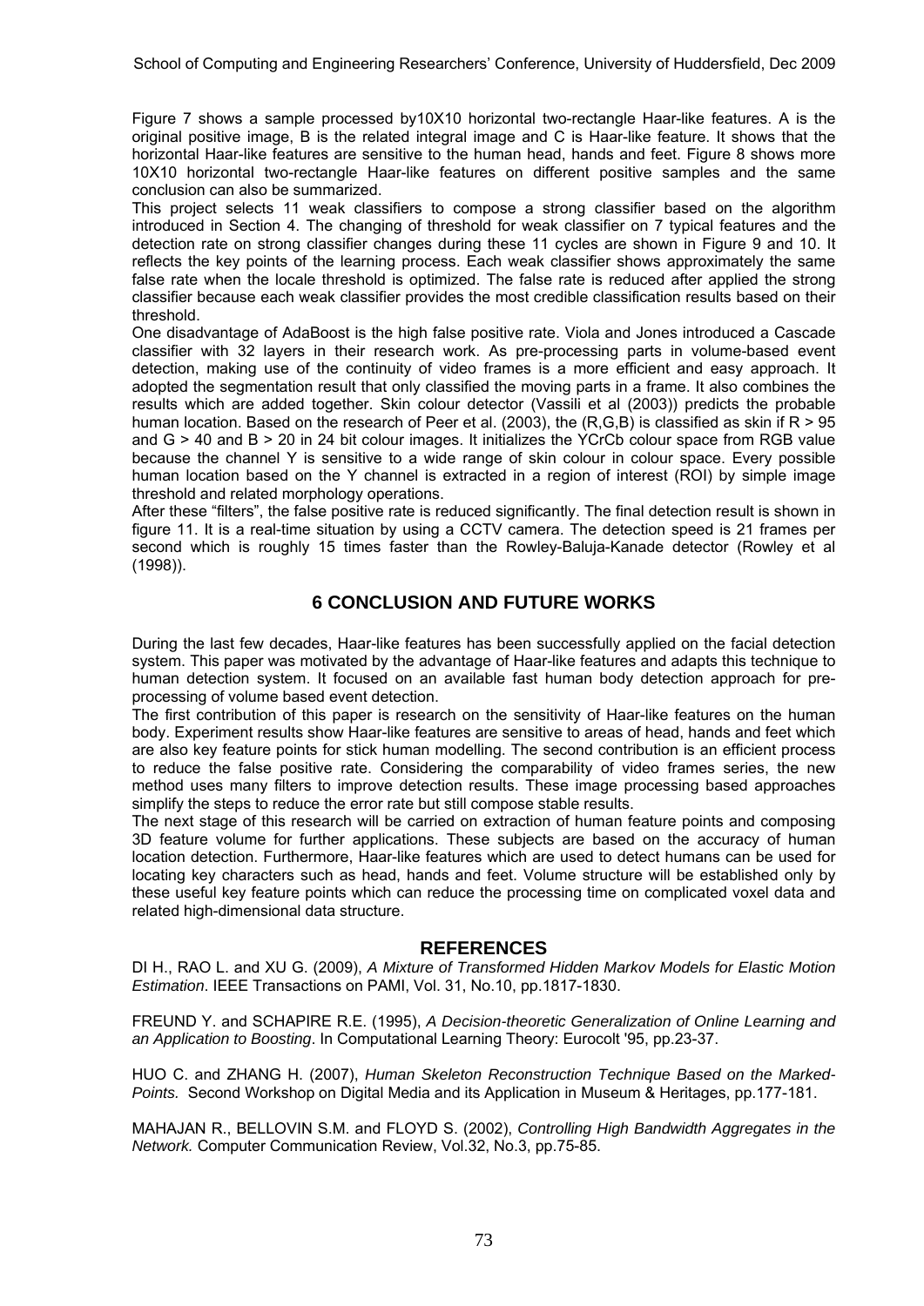Figure 7 shows a sample processed by10X10 horizontal two-rectangle Haar-like features. A is the original positive image, B is the related integral image and C is Haar-like feature. It shows that the horizontal Haar-like features are sensitive to the human head, hands and feet. Figure 8 shows more 10X10 horizontal two-rectangle Haar-like features on different positive samples and the same conclusion can also be summarized.

This project selects 11 weak classifiers to compose a strong classifier based on the algorithm introduced in Section 4. The changing of threshold for weak classifier on 7 typical features and the detection rate on strong classifier changes during these 11 cycles are shown in Figure 9 and 10. It reflects the key points of the learning process. Each weak classifier shows approximately the same false rate when the locale threshold is optimized. The false rate is reduced after applied the strong classifier because each weak classifier provides the most credible classification results based on their threshold.

One disadvantage of AdaBoost is the high false positive rate. Viola and Jones introduced a Cascade classifier with 32 layers in their research work. As pre-processing parts in volume-based event detection, making use of the continuity of video frames is a more efficient and easy approach. It adopted the segmentation result that only classified the moving parts in a frame. It also combines the results which are added together. Skin colour detector (Vassili et al (2003)) predicts the probable human location. Based on the research of Peer et al. (2003), the (R,G,B) is classified as skin if $R > 95$ and $G > 40$ and $B > 20$ in 24 bit colour images. It initializes the YCrCb colour space from RGB value because the channel Y is sensitive to a wide range of skin colour in colour space. Every possible human location based on the Y channel is extracted in a region of interest (ROI) by simple image threshold and related morphology operations.

After these "filters", the false positive rate is reduced significantly. The final detection result is shown in figure 11. It is a real-time situation by using a CCTV camera. The detection speed is 21 frames per second which is roughly 15 times faster than the Rowley-Baluja-Kanade detector (Rowley et al (1998)).

## 6 CONCLUSION AND FUTURE WORKS

During the last few decades, Haar-like features has been successfully applied on the facial detection system. This paper was motivated by the advantage of Haar-like features and adapts this technique to human detection system. It focused on an available fast human body detection approach for pre-processing of volume based event detection.

The first contribution of this paper is research on the sensitivity of Haar-like features on the human body. Experiment results show Haar-like features are sensitive to areas of head, hands and feet which are also key feature points for stick human modelling. The second contribution is an efficient process to reduce the false positive rate. Considering the comparability of video frames series, the new method uses many filters to improve detection results. These image processing based approaches simplify the steps to reduce the error rate but still compose stable results.

The next stage of this research will be carried on extraction of human feature points and composing 3D feature volume for further applications. These subjects are based on the accuracy of human location detection. Furthermore, Haar-like features which are used to detect humans can be used for locating key characters such as head, hands and feet. Volume structure will be established only by these useful key feature points which can reduce the processing time on complicated voxel data and related high-dimensional data structure.

## REFERENCES

DI H., RAO L. and XU G. (2009), *A Mixture of Transformed Hidden Markov Models for Elastic Motion Estimation*. IEEE Transactions on PAMI, Vol. 31, No.10, pp.1817-1830.

FREUND Y. and SCHAPIRE R.E. (1995), *A Decision-theoretic Generalization of Online Learning and an Application to Boosting*. In Computational Learning Theory: Eurocolt '95, pp.23-37.

HUO C. and ZHANG H. (2007), *Human Skeleton Reconstruction Technique Based on the Marked-Points.* Second Workshop on Digital Media and its Application in Museum & Heritages, pp.177-181.

MAHAJAN R., BELLOVIN S.M. and FLOYD S. (2002), *Controlling High Bandwidth Aggregates in the Network.* Computer Communication Review, Vol.32, No.3, pp.75-85.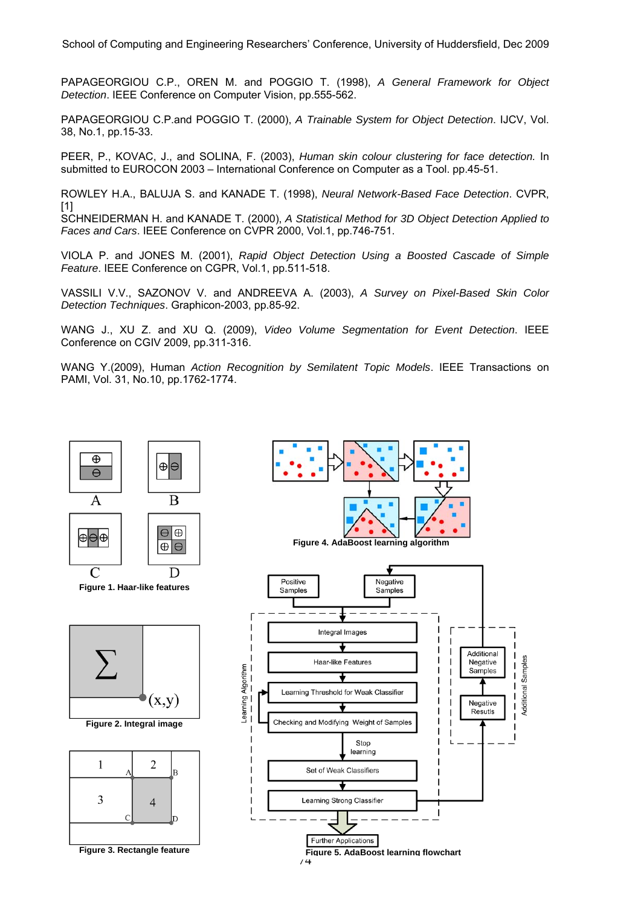PAPAGEORGIOU C.P., OREN M. and POGGIO T. (1998), *A General Framework for Object Detection*. IEEE Conference on Computer Vision, pp.555-562.

PAPAGEORGIOU C.P.and POGGIO T. (2000), *A Trainable System for Object Detection*. IJCV, Vol. 38, No.1, pp.15-33.

PEER, P., KOVAC, J., and SOLINA, F. (2003), *Human skin colour clustering for face detection.* In submitted to EUROCON 2003 – International Conference on Computer as a Tool. pp.45-51.

ROWLEY H.A., BALUJA S. and KANADE T. (1998), *Neural Network-Based Face Detection*. CVPR, [1]

SCHNEIDERMAN H. and KANADE T. (2000), *A Statistical Method for 3D Object Detection Applied to Faces and Cars*. IEEE Conference on CVPR 2000, Vol.1, pp.746-751.

VIOLA P. and JONES M. (2001), *Rapid Object Detection Using a Boosted Cascade of Simple Feature*. IEEE Conference on CGPR, Vol.1, pp.511-518.

VASSILI V.V., SAZONOV V. and ANDREEVA A. (2003), *A Survey on Pixel-Based Skin Color Detection Techniques*. Graphicon-2003, pp.85-92.

WANG J., XU Z. and XU Q. (2009), *Video Volume Segmentation for Event Detection*. IEEE Conference on CGIV 2009, pp.311-316.

WANG Y.(2009), Human *Action Recognition by Semilatent Topic Models*. IEEE Transactions on PAMI, Vol. 31, No.10, pp.1762-1774.

**Figure 1. Haar-like features**

**Figure 2. Integral image**

**Figure 3. Rectangle feature**

**Figure 4. AdaBoost learning algorithm**

**Figure 5. AdaBoost learning flowchart**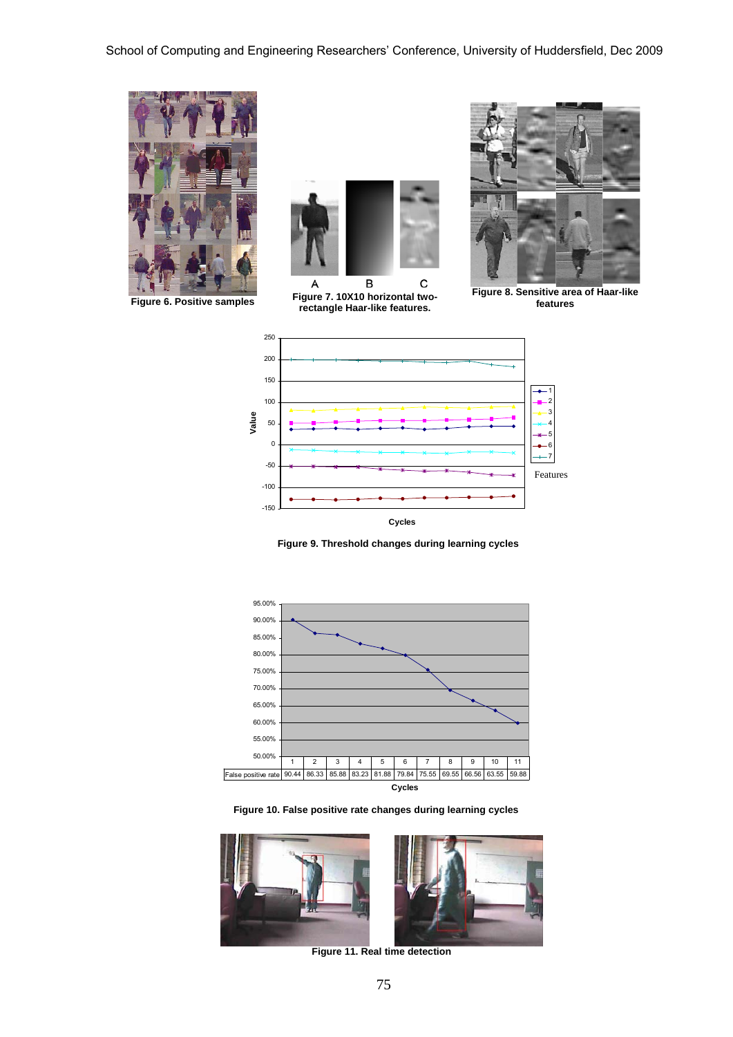Figure 6. Positive samples

A B C

Figure 7. 10X10 horizontal two-rectangle Haar-like features.

Figure 8. Sensitive area of Haar-like features

250
200
150
100
50
0
-50
-100
-150

Value

Cycles

1
2
3
4
5
6
7

Features

Figure 9. Threshold changes during learning cycles

95.00%
90.00%
85.00%
80.00%
75.00%
70.00%
65.00%
60.00%
55.00%
50.00%

| | 1 | 2 | 3 | 4 | 5 | 6 | 7 | 8 | 9 | 10 | 11 |
|---|---|---|---|---|---|---|---|---|---|---|---|
| False positive rate | 90.44 | 86.33 | 85.88 | 83.23 | 81.88 | 79.84 | 75.55 | 69.55 | 66.56 | 63.55 | 59.88 |

Cycles

Figure 10. False positive rate changes during learning cycles

Figure 11. Real time detection